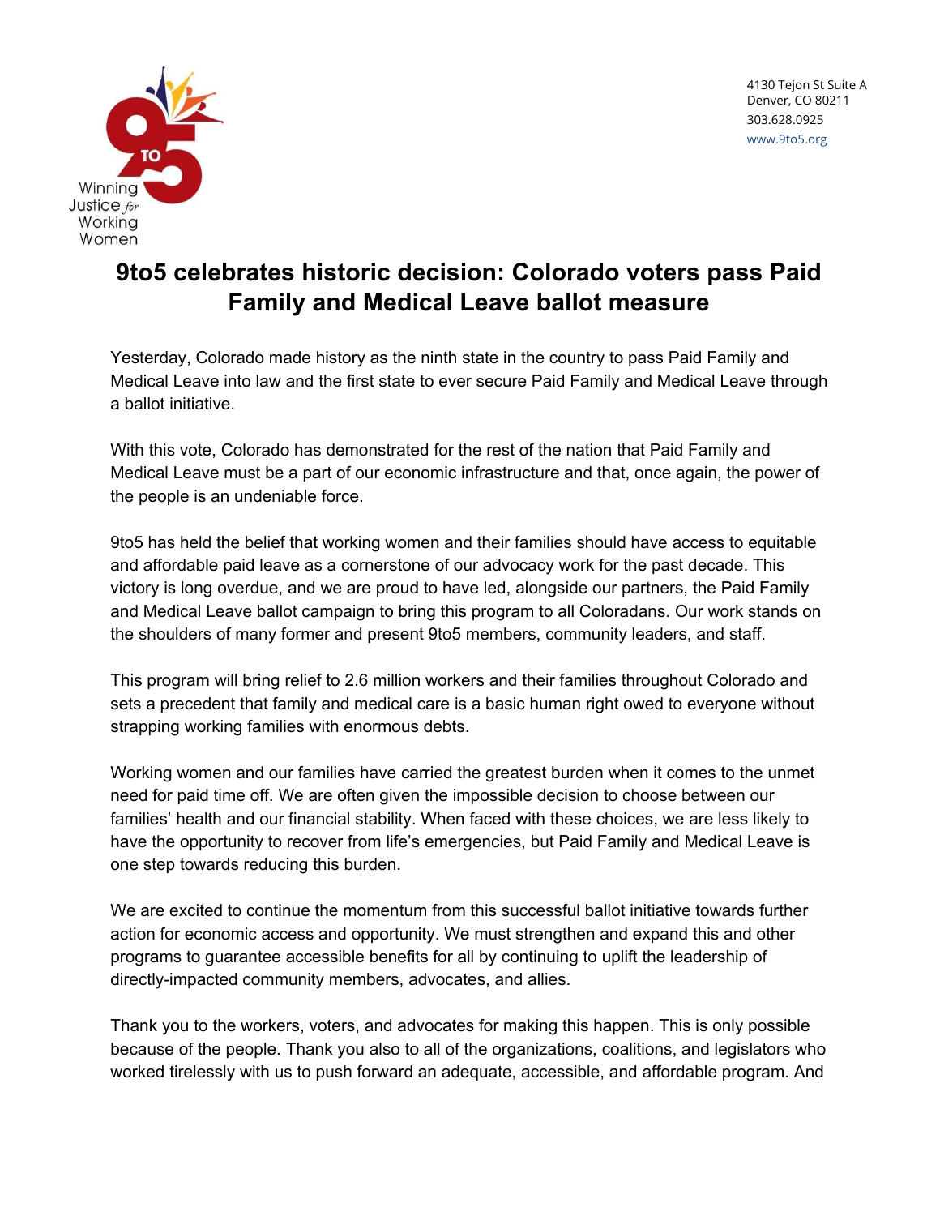Winning Justice *for* Working Women

4130 Tejon St Suite A
Denver, CO 80211
303.628.0925
www.9to5.org

# 9to5 celebrates historic decision: Colorado voters pass Paid Family and Medical Leave ballot measure

Yesterday, Colorado made history as the ninth state in the country to pass Paid Family and Medical Leave into law and the first state to ever secure Paid Family and Medical Leave through a ballot initiative.

With this vote, Colorado has demonstrated for the rest of the nation that Paid Family and Medical Leave must be a part of our economic infrastructure and that, once again, the power of the people is an undeniable force.

9to5 has held the belief that working women and their families should have access to equitable and affordable paid leave as a cornerstone of our advocacy work for the past decade. This victory is long overdue, and we are proud to have led, alongside our partners, the Paid Family and Medical Leave ballot campaign to bring this program to all Coloradans. Our work stands on the shoulders of many former and present 9to5 members, community leaders, and staff.

This program will bring relief to 2.6 million workers and their families throughout Colorado and sets a precedent that family and medical care is a basic human right owed to everyone without strapping working families with enormous debts.

Working women and our families have carried the greatest burden when it comes to the unmet need for paid time off. We are often given the impossible decision to choose between our families' health and our financial stability. When faced with these choices, we are less likely to have the opportunity to recover from life's emergencies, but Paid Family and Medical Leave is one step towards reducing this burden.

We are excited to continue the momentum from this successful ballot initiative towards further action for economic access and opportunity. We must strengthen and expand this and other programs to guarantee accessible benefits for all by continuing to uplift the leadership of directly-impacted community members, advocates, and allies.

Thank you to the workers, voters, and advocates for making this happen. This is only possible because of the people. Thank you also to all of the organizations, coalitions, and legislators who worked tirelessly with us to push forward an adequate, accessible, and affordable program. And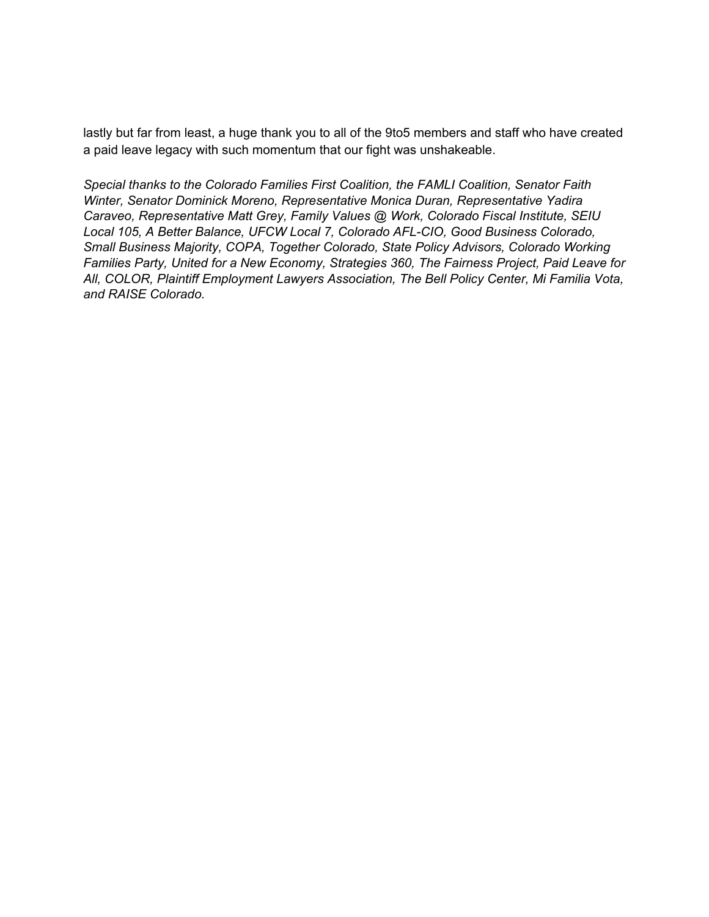lastly but far from least, a huge thank you to all of the 9to5 members and staff who have created a paid leave legacy with such momentum that our fight was unshakeable.

*Special thanks to the Colorado Families First Coalition, the FAMLI Coalition, Senator Faith Winter, Senator Dominick Moreno, Representative Monica Duran, Representative Yadira Caraveo, Representative Matt Grey, Family Values @ Work, Colorado Fiscal Institute, SEIU Local 105, A Better Balance, UFCW Local 7, Colorado AFL-CIO, Good Business Colorado, Small Business Majority, COPA, Together Colorado, State Policy Advisors, Colorado Working Families Party, United for a New Economy, Strategies 360, The Fairness Project, Paid Leave for All, COLOR, Plaintiff Employment Lawyers Association, The Bell Policy Center, Mi Familia Vota, and RAISE Colorado.*